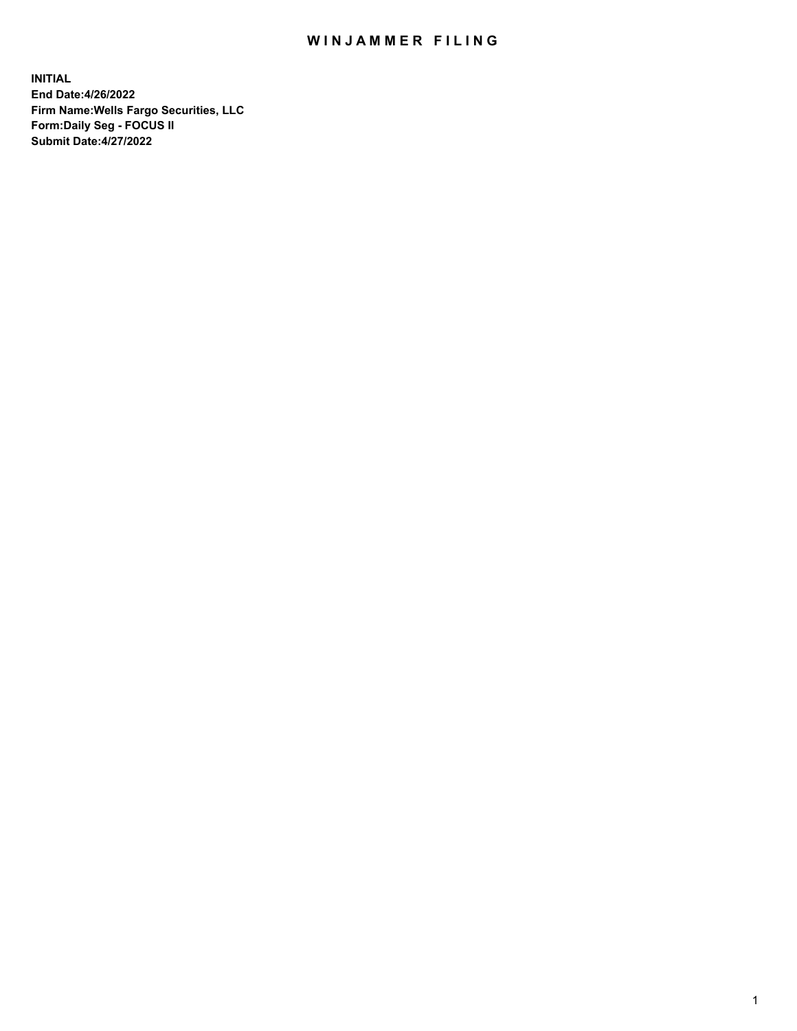# WINJAMMER FILING

**INITIAL**
**End Date:4/26/2022**
**Firm Name:Wells Fargo Securities, LLC**
**Form:Daily Seg - FOCUS II**
**Submit Date:4/27/2022**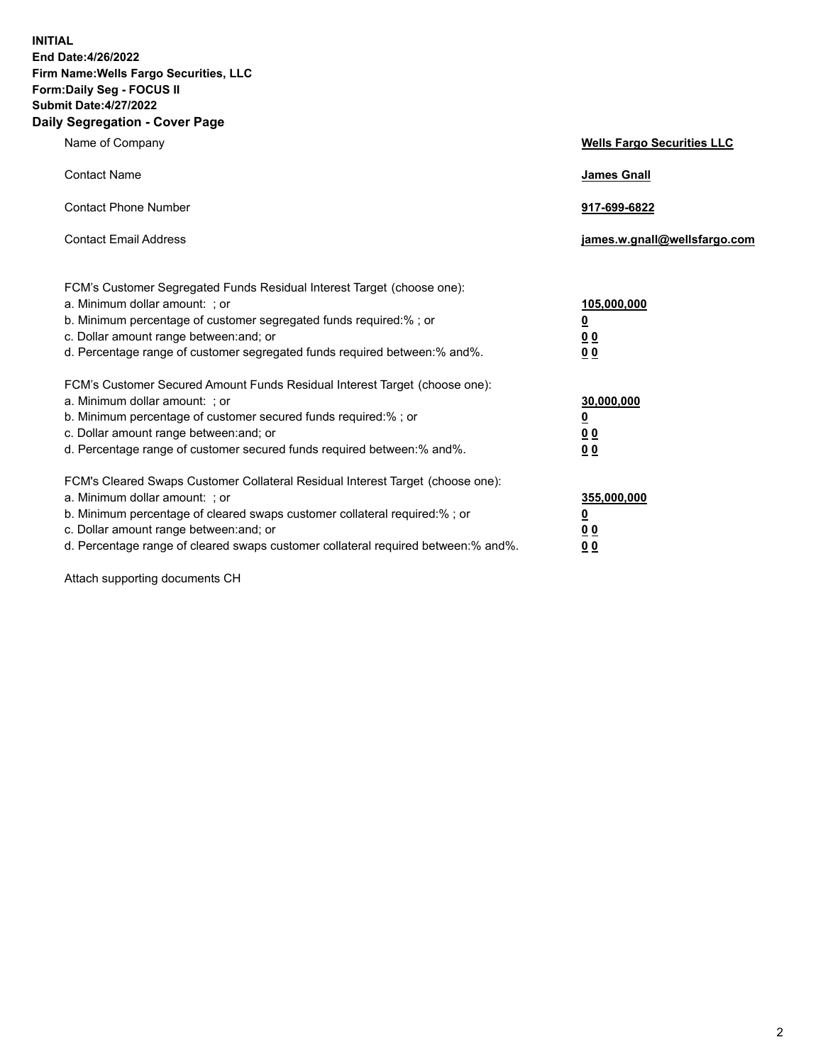**INITIAL**
**End Date:4/26/2022**
**Firm Name:Wells Fargo Securities, LLC**
**Form:Daily Seg - FOCUS II**
**Submit Date:4/27/2022**

## Daily Segregation - Cover Page

| | |
|---|---|
| Name of Company | **Wells Fargo Securities LLC** |
| Contact Name | **James Gnall** |
| Contact Phone Number | **917-699-6822** |
| Contact Email Address | **james.w.gnall@wellsfargo.com** |

| | |
|---|---|
| FCM's Customer Segregated Funds Residual Interest Target (choose one): | |
| a. Minimum dollar amount: ; or | **105,000,000** |
| b. Minimum percentage of customer segregated funds required:% ; or | **0** |
| c. Dollar amount range between:and; or | **0 0** |
| d. Percentage range of customer segregated funds required between:% and%. | **0 0** |
| FCM's Customer Secured Amount Funds Residual Interest Target (choose one): | |
| a. Minimum dollar amount: ; or | **30,000,000** |
| b. Minimum percentage of customer secured funds required:% ; or | **0** |
| c. Dollar amount range between:and; or | **0 0** |
| d. Percentage range of customer secured funds required between:% and%. | **0 0** |
| FCM's Cleared Swaps Customer Collateral Residual Interest Target (choose one): | |
| a. Minimum dollar amount: ; or | **355,000,000** |
| b. Minimum percentage of cleared swaps customer collateral required:% ; or | **0** |
| c. Dollar amount range between:and; or | **0 0** |
| d. Percentage range of cleared swaps customer collateral required between:% and%. | **0 0** |

Attach supporting documents CH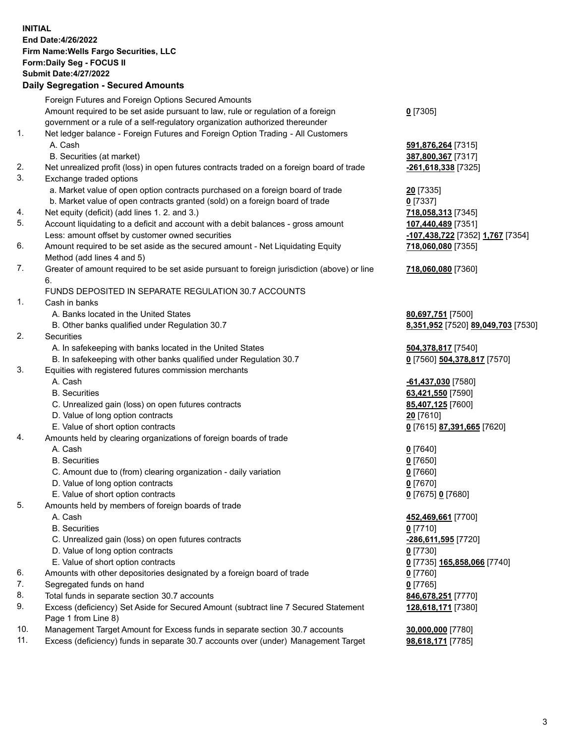**INITIAL**
**End Date:4/26/2022**
**Firm Name:Wells Fargo Securities, LLC**
**Form:Daily Seg - FOCUS II**
**Submit Date:4/27/2022**

## Daily Segregation - Secured Amounts

| | | |
|---|---|---|
| | Foreign Futures and Foreign Options Secured Amounts | |
| | Amount required to be set aside pursuant to law, rule or regulation of a foreign government or a rule of a self-regulatory organization authorized thereunder | **0** [7305] |
| 1. | Net ledger balance - Foreign Futures and Foreign Option Trading - All Customers | |
| | A. Cash | **591,876,264** [7315] |
| | B. Securities (at market) | **387,800,367** [7317] |
| 2. | Net unrealized profit (loss) in open futures contracts traded on a foreign board of trade | **-261,618,338** [7325] |
| 3. | Exchange traded options | |
| | a. Market value of open option contracts purchased on a foreign board of trade | **20** [7335] |
| | b. Market value of open contracts granted (sold) on a foreign board of trade | **0** [7337] |
| 4. | Net equity (deficit) (add lines 1. 2. and 3.) | **718,058,313** [7345] |
| 5. | Account liquidating to a deficit and account with a debit balances - gross amount | **107,440,489** [7351] |
| | Less: amount offset by customer owned securities | **-107,438,722** [7352] **1,767** [7354] |
| 6. | Amount required to be set aside as the secured amount - Net Liquidating Equity Method (add lines 4 and 5) | **718,060,080** [7355] |
| 7. | Greater of amount required to be set aside pursuant to foreign jurisdiction (above) or line 6. | **718,060,080** [7360] |
| | FUNDS DEPOSITED IN SEPARATE REGULATION 30.7 ACCOUNTS | |
| 1. | Cash in banks | |
| | A. Banks located in the United States | **80,697,751** [7500] |
| | B. Other banks qualified under Regulation 30.7 | **8,351,952** [7520] **89,049,703** [7530] |
| 2. | Securities | |
| | A. In safekeeping with banks located in the United States | **504,378,817** [7540] |
| | B. In safekeeping with other banks qualified under Regulation 30.7 | **0** [7560] **504,378,817** [7570] |
| 3. | Equities with registered futures commission merchants | |
| | A. Cash | **-61,437,030** [7580] |
| | B. Securities | **63,421,550** [7590] |
| | C. Unrealized gain (loss) on open futures contracts | **85,407,125** [7600] |
| | D. Value of long option contracts | **20** [7610] |
| | E. Value of short option contracts | **0** [7615] **87,391,665** [7620] |
| 4. | Amounts held by clearing organizations of foreign boards of trade | |
| | A. Cash | **0** [7640] |
| | B. Securities | **0** [7650] |
| | C. Amount due to (from) clearing organization - daily variation | **0** [7660] |
| | D. Value of long option contracts | **0** [7670] |
| | E. Value of short option contracts | **0** [7675] **0** [7680] |
| 5. | Amounts held by members of foreign boards of trade | |
| | A. Cash | **452,469,661** [7700] |
| | B. Securities | **0** [7710] |
| | C. Unrealized gain (loss) on open futures contracts | **-286,611,595** [7720] |
| | D. Value of long option contracts | **0** [7730] |
| | E. Value of short option contracts | **0** [7735] **165,858,066** [7740] |
| 6. | Amounts with other depositories designated by a foreign board of trade | **0** [7760] |
| 7. | Segregated funds on hand | **0** [7765] |
| 8. | Total funds in separate section 30.7 accounts | **846,678,251** [7770] |
| 9. | Excess (deficiency) Set Aside for Secured Amount (subtract line 7 Secured Statement Page 1 from Line 8) | **128,618,171** [7380] |
| 10. | Management Target Amount for Excess funds in separate section 30.7 accounts | **30,000,000** [7780] |
| 11. | Excess (deficiency) funds in separate 30.7 accounts over (under) Management Target | **98,618,171** [7785] |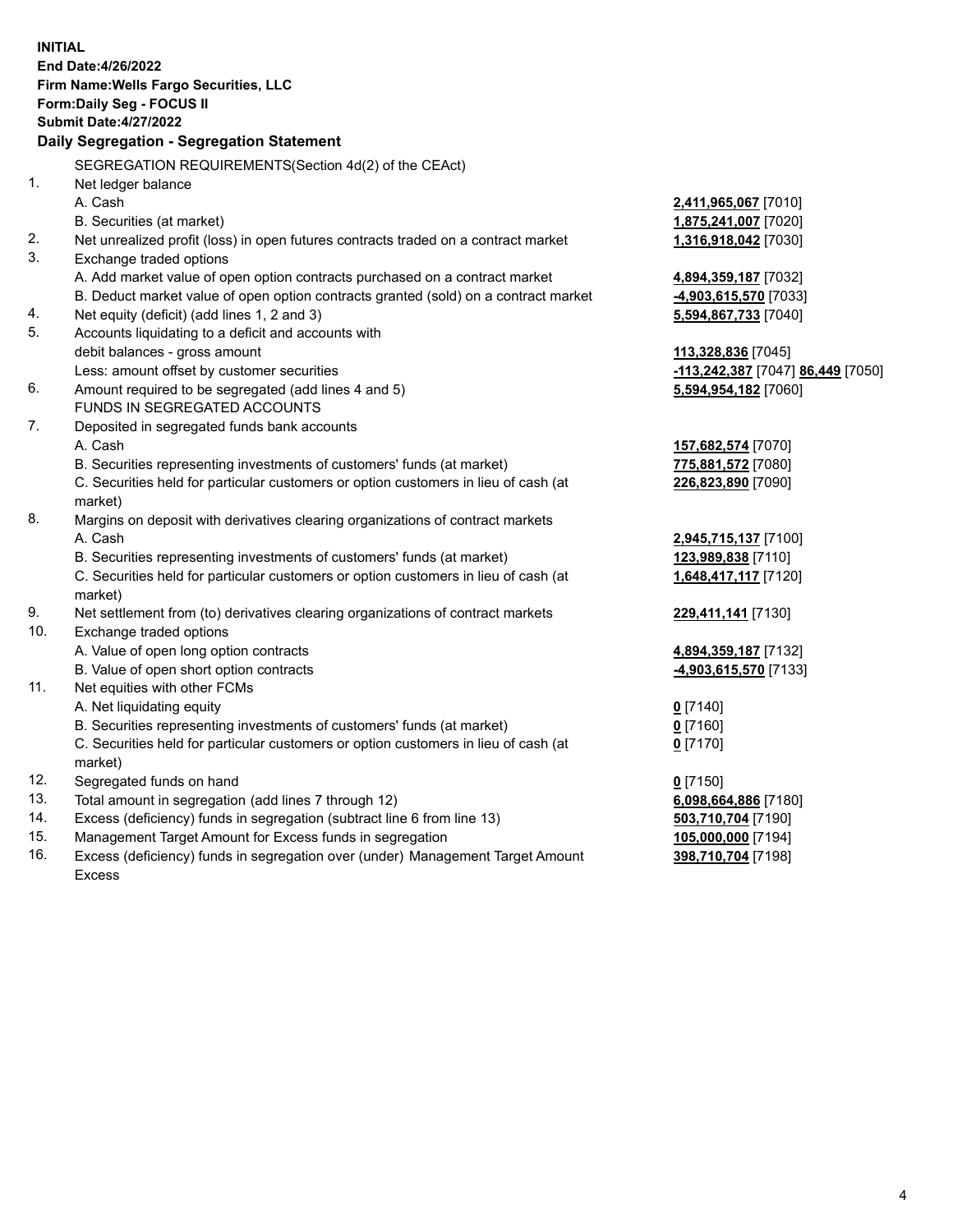**INITIAL**
**End Date:4/26/2022**
**Firm Name:Wells Fargo Securities, LLC**
**Form:Daily Seg - FOCUS II**
**Submit Date:4/27/2022**

## Daily Segregation - Segregation Statement

| | | |
|---|---|---|
| | SEGREGATION REQUIREMENTS(Section 4d(2) of the CEAct) | |
| 1. | Net ledger balance | |
| | A. Cash | **2,411,965,067** [7010] |
| | B. Securities (at market) | **1,875,241,007** [7020] |
| 2. | Net unrealized profit (loss) in open futures contracts traded on a contract market | **1,316,918,042** [7030] |
| 3. | Exchange traded options | |
| | A. Add market value of open option contracts purchased on a contract market | **4,894,359,187** [7032] |
| | B. Deduct market value of open option contracts granted (sold) on a contract market | **-4,903,615,570** [7033] |
| 4. | Net equity (deficit) (add lines 1, 2 and 3) | **5,594,867,733** [7040] |
| 5. | Accounts liquidating to a deficit and accounts with debit balances - gross amount | **113,328,836** [7045] |
| | Less: amount offset by customer securities | **-113,242,387** [7047] **86,449** [7050] |
| 6. | Amount required to be segregated (add lines 4 and 5) | **5,594,954,182** [7060] |
| | FUNDS IN SEGREGATED ACCOUNTS | |
| 7. | Deposited in segregated funds bank accounts | |
| | A. Cash | **157,682,574** [7070] |
| | B. Securities representing investments of customers' funds (at market) | **775,881,572** [7080] |
| | C. Securities held for particular customers or option customers in lieu of cash (at market) | **226,823,890** [7090] |
| 8. | Margins on deposit with derivatives clearing organizations of contract markets | |
| | A. Cash | **2,945,715,137** [7100] |
| | B. Securities representing investments of customers' funds (at market) | **123,989,838** [7110] |
| | C. Securities held for particular customers or option customers in lieu of cash (at market) | **1,648,417,117** [7120] |
| 9. | Net settlement from (to) derivatives clearing organizations of contract markets | **229,411,141** [7130] |
| 10. | Exchange traded options | |
| | A. Value of open long option contracts | **4,894,359,187** [7132] |
| | B. Value of open short option contracts | **-4,903,615,570** [7133] |
| 11. | Net equities with other FCMs | |
| | A. Net liquidating equity | **0** [7140] |
| | B. Securities representing investments of customers' funds (at market) | **0** [7160] |
| | C. Securities held for particular customers or option customers in lieu of cash (at market) | **0** [7170] |
| 12. | Segregated funds on hand | **0** [7150] |
| 13. | Total amount in segregation (add lines 7 through 12) | **6,098,664,886** [7180] |
| 14. | Excess (deficiency) funds in segregation (subtract line 6 from line 13) | **503,710,704** [7190] |
| 15. | Management Target Amount for Excess funds in segregation | **105,000,000** [7194] |
| 16. | Excess (deficiency) funds in segregation over (under) Management Target Amount Excess | **398,710,704** [7198] |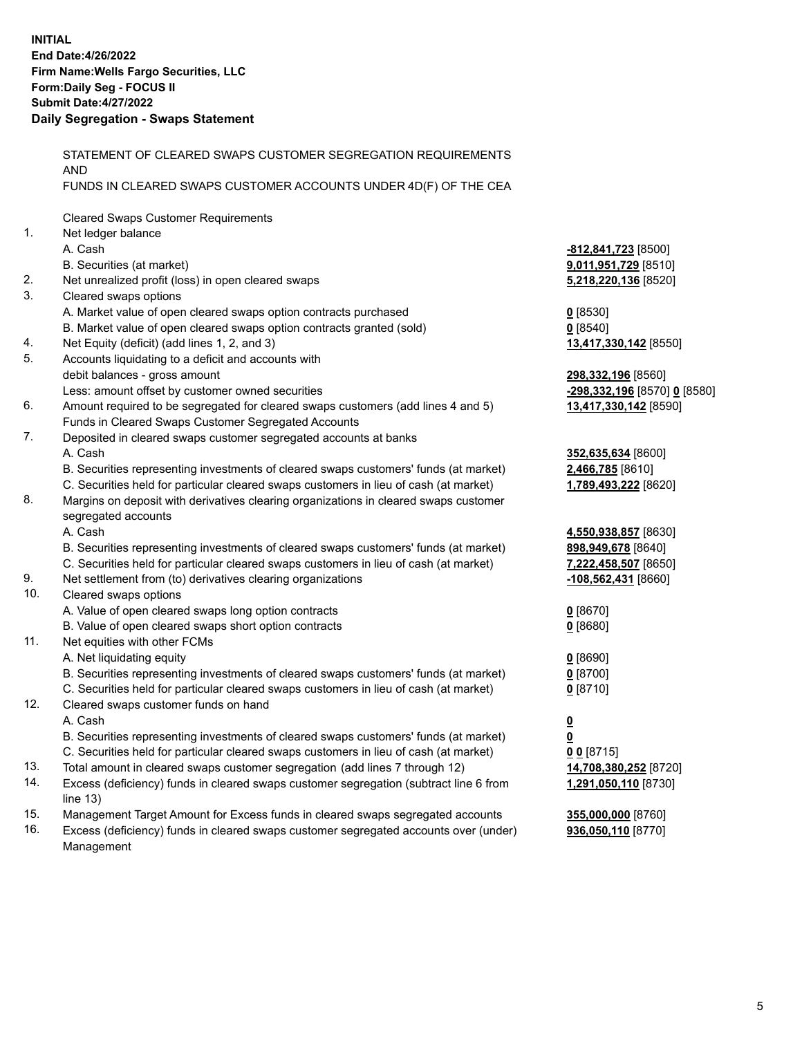**INITIAL**
**End Date:4/26/2022**
**Firm Name:Wells Fargo Securities, LLC**
**Form:Daily Seg - FOCUS II**
**Submit Date:4/27/2022**
**Daily Segregation - Swaps Statement**

STATEMENT OF CLEARED SWAPS CUSTOMER SEGREGATION REQUIREMENTS AND FUNDS IN CLEARED SWAPS CUSTOMER ACCOUNTS UNDER 4D(F) OF THE CEA

| | | |
|---|---|---|
| | Cleared Swaps Customer Requirements | |
| 1. | Net ledger balance | |
| | A. Cash | **-812,841,723** [8500] |
| | B. Securities (at market) | **9,011,951,729** [8510] |
| 2. | Net unrealized profit (loss) in open cleared swaps | **5,218,220,136** [8520] |
| 3. | Cleared swaps options | |
| | A. Market value of open cleared swaps option contracts purchased | **0** [8530] |
| | B. Market value of open cleared swaps option contracts granted (sold) | **0** [8540] |
| 4. | Net Equity (deficit) (add lines 1, 2, and 3) | **13,417,330,142** [8550] |
| 5. | Accounts liquidating to a deficit and accounts with debit balances - gross amount | **298,332,196** [8560] |
| | Less: amount offset by customer owned securities | **-298,332,196** [8570] **0** [8580] |
| 6. | Amount required to be segregated for cleared swaps customers (add lines 4 and 5) | **13,417,330,142** [8590] |
| | Funds in Cleared Swaps Customer Segregated Accounts | |
| 7. | Deposited in cleared swaps customer segregated accounts at banks | |
| | A. Cash | **352,635,634** [8600] |
| | B. Securities representing investments of cleared swaps customers' funds (at market) | **2,466,785** [8610] |
| | C. Securities held for particular cleared swaps customers in lieu of cash (at market) | **1,789,493,222** [8620] |
| 8. | Margins on deposit with derivatives clearing organizations in cleared swaps customer segregated accounts | |
| | A. Cash | **4,550,938,857** [8630] |
| | B. Securities representing investments of cleared swaps customers' funds (at market) | **898,949,678** [8640] |
| | C. Securities held for particular cleared swaps customers in lieu of cash (at market) | **7,222,458,507** [8650] |
| 9. | Net settlement from (to) derivatives clearing organizations | **-108,562,431** [8660] |
| 10. | Cleared swaps options | |
| | A. Value of open cleared swaps long option contracts | **0** [8670] |
| | B. Value of open cleared swaps short option contracts | **0** [8680] |
| 11. | Net equities with other FCMs | |
| | A. Net liquidating equity | **0** [8690] |
| | B. Securities representing investments of cleared swaps customers' funds (at market) | **0** [8700] |
| | C. Securities held for particular cleared swaps customers in lieu of cash (at market) | **0** [8710] |
| 12. | Cleared swaps customer funds on hand | |
| | A. Cash | **0** |
| | B. Securities representing investments of cleared swaps customers' funds (at market) | **0** |
| | C. Securities held for particular cleared swaps customers in lieu of cash (at market) | **0** **0** [8715] |
| 13. | Total amount in cleared swaps customer segregation (add lines 7 through 12) | **14,708,380,252** [8720] |
| 14. | Excess (deficiency) funds in cleared swaps customer segregation (subtract line 6 from line 13) | **1,291,050,110** [8730] |
| 15. | Management Target Amount for Excess funds in cleared swaps segregated accounts | **355,000,000** [8760] |
| 16. | Excess (deficiency) funds in cleared swaps customer segregated accounts over (under) Management | **936,050,110** [8770] |